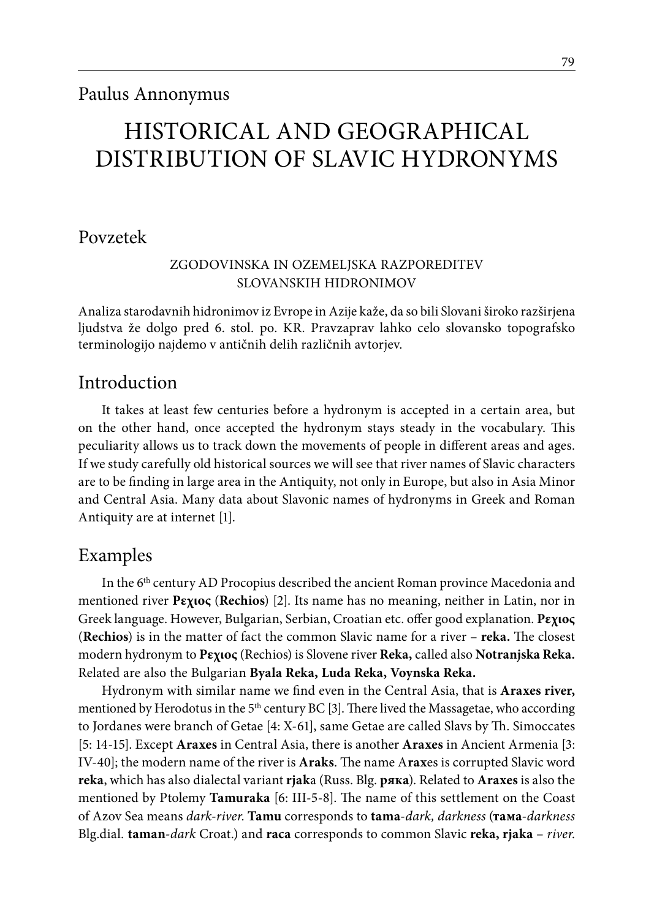Paulus Annonymus

# HISTORICAL AND GEOGRAPHICAL DISTRIBUTION OF SLAVIC HYDRONYMS

## Povzetek

### ZGODOVINSKA IN OZEMELJSKA RAZPOREDITEV SLOVANSKIH HIDRONIMOV

Analiza starodavnih hidronimov iz Evrope in Azije kaže, da so bili Slovani široko razširjena ljudstva že dolgo pred 6. stol. po. KR. Pravzaprav lahko celo slovansko topografsko terminologijo najdemo v antičnih delih različnih avtorjev.

## Introduction

It takes at least few centuries before a hydronym is accepted in a certain area, but on the other hand, once accepted the hydronym stays steady in the vocabulary. This peculiarity allows us to track down the movements of people in different areas and ages. If we study carefully old historical sources we will see that river names of Slavic characters are to be finding in large area in the Antiquity, not only in Europe, but also in Asia Minor and Central Asia. Many data about Slavonic names of hydronyms in Greek and Roman Antiquity are at internet [1].

## Examples

In the 6th century AD Procopius described the ancient Roman province Macedonia and mentioned river **Ρεχιος** (**Rechios**) [2]. Its name has no meaning, neither in Latin, nor in Greek language. However, Bulgarian, Serbian, Croatian etc. offer good explanation. **Ρεχιος** (**Rechios**) is in the matter of fact the common Slavic name for a river – **reka.** The closest modern hydronym to **Ρεχιος** (Rechios) is Slovene river **Reka,** called also **Notranjska Reka.** Related are also the Bulgarian **Byala Reka, Luda Reka, Voynska Reka.**

Hydronym with similar name we find even in the Central Asia, that is **Araxes river,** mentioned by Herodotus in the 5th century BC [3]. There lived the Massagetae, who according to Jordanes were branch of Getae [4: X-61], same Getae are called Slavs by Th. Simoccates [5: 14-15]. Except **Araxes** in Central Asia, there is another **Araxes** in Ancient Armenia [3: IV-40]; the modern name of the river is **Araks**. The name A**rax**es is corrupted Slavic word **reka**, which has also dialectal variant **rjak**a (Russ. Blg. **ряка**). Related to **Araxes** is also the mentioned by Ptolemy **Tamuraka** [6: III-5-8]. The name of this settlement on the Coast of Azov Sea means *dark-river*. **Tamu** corresponds to **tama**-*dark, darkness* (**тама**-*darkness* Blg.dial. **taman**-*dark* Croat.) and **raca** corresponds to common Slavic **reka, rjaka** – *river*.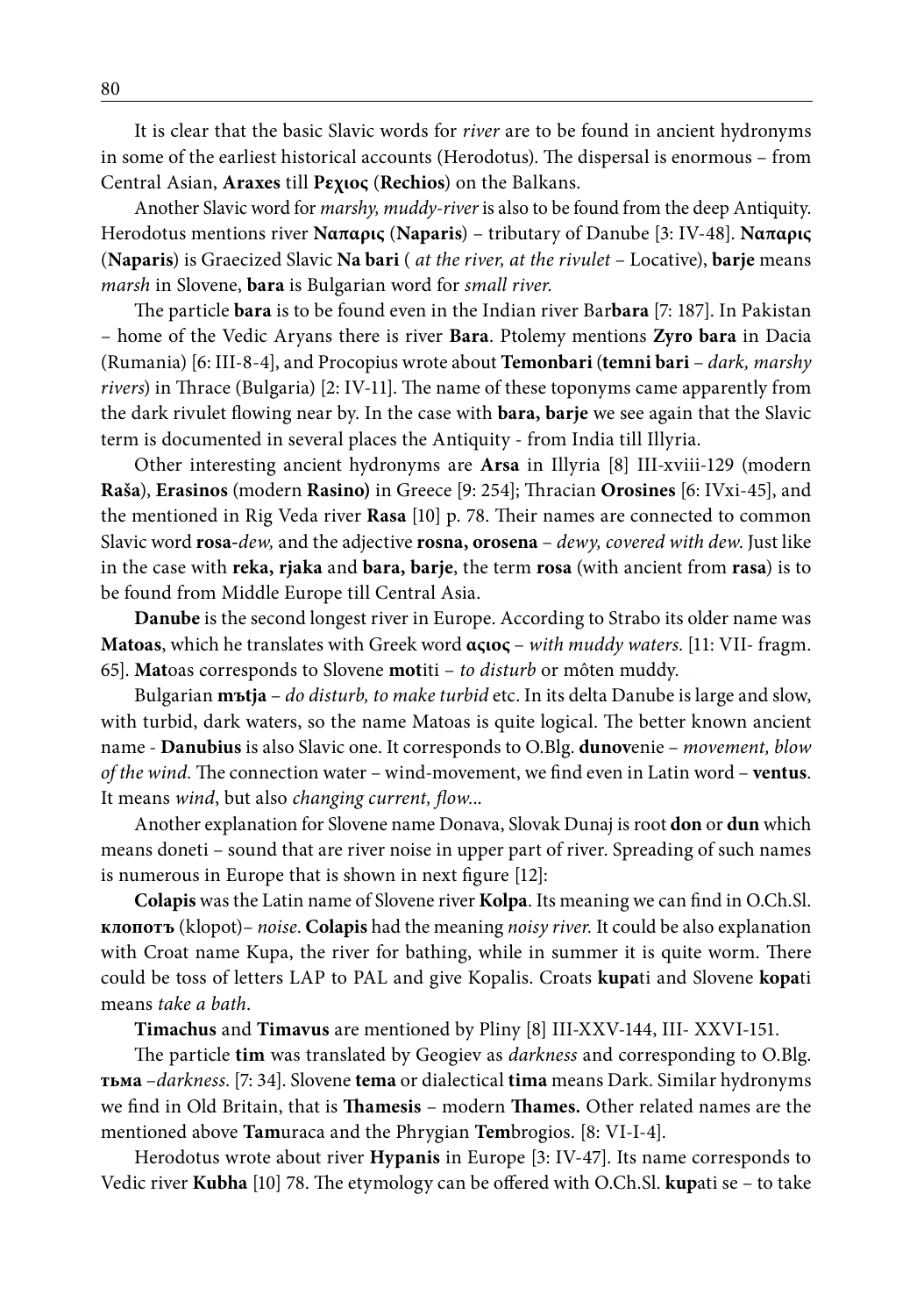It is clear that the basic Slavic words for *river* are to be found in ancient hydronyms in some of the earliest historical accounts (Herodotus). The dispersal is enormous – from Central Asian, **Araxes** till **Ρεχιος** (**Rechios**) on the Balkans.

Another Slavic word for *marshy, muddy-river* is also to be found from the deep Antiquity. Herodotus mentions river **Ναπαρις** (**Naparis**) – tributary of Danube [3: IV-48]. **Ναπαρις** (**Naparis**) is Graecized Slavic **Na bari** ( *at the river, at the rivulet* – Locative), **barje** means *marsh* in Slovene, **bara** is Bulgarian word for *small river*.

The particle **bara** is to be found even in the Indian river Bar**bara** [7: 187]. In Pakistan – home of the Vedic Aryans there is river **Bara**. Ptolemy mentions **Zyro bara** in Dacia (Rumania) [6: III-8-4], and Procopius wrote about **Temonbari** (**temni bari** – *dark, marshy rivers*) in Thrace (Bulgaria) [2: IV-11]. The name of these toponyms came apparently from the dark rivulet flowing near by. In the case with **bara, barje** we see again that the Slavic term is documented in several places the Antiquity - from India till Illyria.

Other interesting ancient hydronyms are **Arsa** in Illyria [8] III-xviii-129 (modern **Raša**), **Erasinos** (modern **Rasino)** in Greece [9: 254]; Thracian **Orosines** [6: IVxi-45], and the mentioned in Rig Veda river **Rasa** [10] p. 78. Their names are connected to common Slavic word **rosa**-*dew,* and the adjective **rosna, orosena** – *dewy, covered with dew.* Just like in the case with **reka, rjaka** and **bara, barje**, the term **rosa** (with ancient from **rasa**) is to be found from Middle Europe till Central Asia.

**Danube** is the second longest river in Europe. According to Strabo its older name was **Matoas**, which he translates with Greek word **ασιος** – *with muddy waters*. [11: VII- fragm. 65]. **Mat**oas corresponds to Slovene **mot**iti – *to disturb* or môten muddy.

Bulgarian **мътја** – *do disturb, to make turbid* etc. In its delta Danube is large and slow, with turbid, dark waters, so the name Matoas is quite logical. The better known ancient name - **Danubius** is also Slavic one. It corresponds to O.Blg. **dunov**enie – *movement, blow of the wind.* The connection water – wind-movement, we find even in Latin word – **ventus**. It means *wind*, but also *changing current, flow*...

Another explanation for Slovene name Donava, Slovak Dunaj is root **don** or **dun** which means doneti – sound that are river noise in upper part of river. Spreading of such names is numerous in Europe that is shown in next figure [12]:

**Colapis** was the Latin name of Slovene river **Kolpa**. Its meaning we can find in O.Ch.Sl. **клопотъ** (klopot)– *noise*. **Colapis** had the meaning *noisy river.* It could be also explanation with Croat name Kupa, the river for bathing, while in summer it is quite worm. There could be toss of letters LAP to PAL and give Kopalis. Croats **kupa**ti and Slovene **kopa**ti means *take a bath*.

**Timachus** and **Timavus** are mentioned by Pliny [8] III-XXV-144, III- XXVI-151.

The particle **tim** was translated by Geogiev as *darkness* and corresponding to O.Blg. **тьма** –*darkness*. [7: 34]. Slovene **tema** or dialectical **tima** means Dark. Similar hydronyms we find in Old Britain, that is **Thamesis** – modern **Thames.** Other related names are the mentioned above **Tam**uraca and the Phrygian **Tem**brogios. [8: VI-I-4].

Herodotus wrote about river **Hypanis** in Europe [3: IV-47]. Its name corresponds to Vedic river **Kubha** [10] 78. The etymology can be offered with O.Ch.Sl. **kup**ati se – to take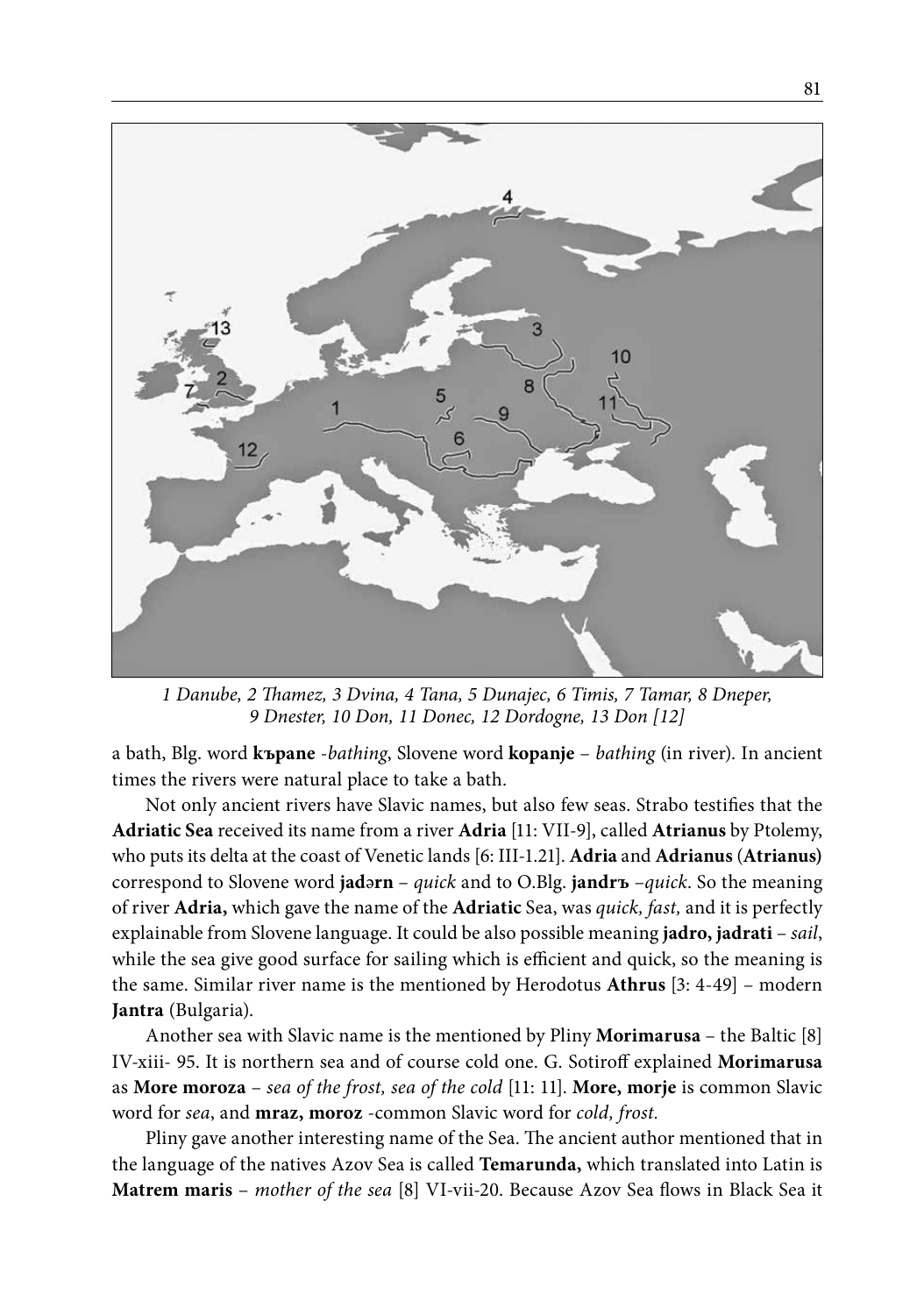*1 Danube, 2 Thamez, 3 Dvina, 4 Tana, 5 Dunajec, 6 Timis, 7 Tamar, 8 Dneper, 9 Dnester, 10 Don, 11 Donec, 12 Dordogne, 13 Don [12]*

a bath, Blg. word **kъpane** -*bathing*, Slovene word **kopanje** – *bathing* (in river). In ancient times the rivers were natural place to take a bath.

Not only ancient rivers have Slavic names, but also few seas. Strabo testifies that the **Adriatic Sea** received its name from a river **Adria** [11: VII-9], called **Atrianus** by Ptolemy, who puts its delta at the coast of Venetic lands [6: III-1.21]. **Adria** and **Adrianus** (**Atrianus)** correspond to Slovene word **jadərn** – *quick* and to O.Blg. **jandrъ** –*quick*. So the meaning of river **Adria,** which gave the name of the **Adriatic** Sea, was *quick, fast,* and it is perfectly explainable from Slovene language. It could be also possible meaning **jadro, jadrati** – *sail*, while the sea give good surface for sailing which is efficient and quick, so the meaning is the same. Similar river name is the mentioned by Herodotus **Athrus** [3: 4-49] – modern **Jantra** (Bulgaria).

Another sea with Slavic name is the mentioned by Pliny **Morimarusa** – the Baltic [8] IV-xiii- 95. It is northern sea and of course cold one. G. Sotiroff explained **Morimarusa** as **More moroza** – *sea of the frost, sea of the cold* [11: 11]. **More, morje** is common Slavic word for *sea*, and **mraz, moroz** -common Slavic word for *cold, frost.*

Pliny gave another interesting name of the Sea. The ancient author mentioned that in the language of the natives Azov Sea is called **Temarunda,** which translated into Latin is **Matrem maris** – *mother of the sea* [8] VI-vii-20. Because Azov Sea flows in Black Sea it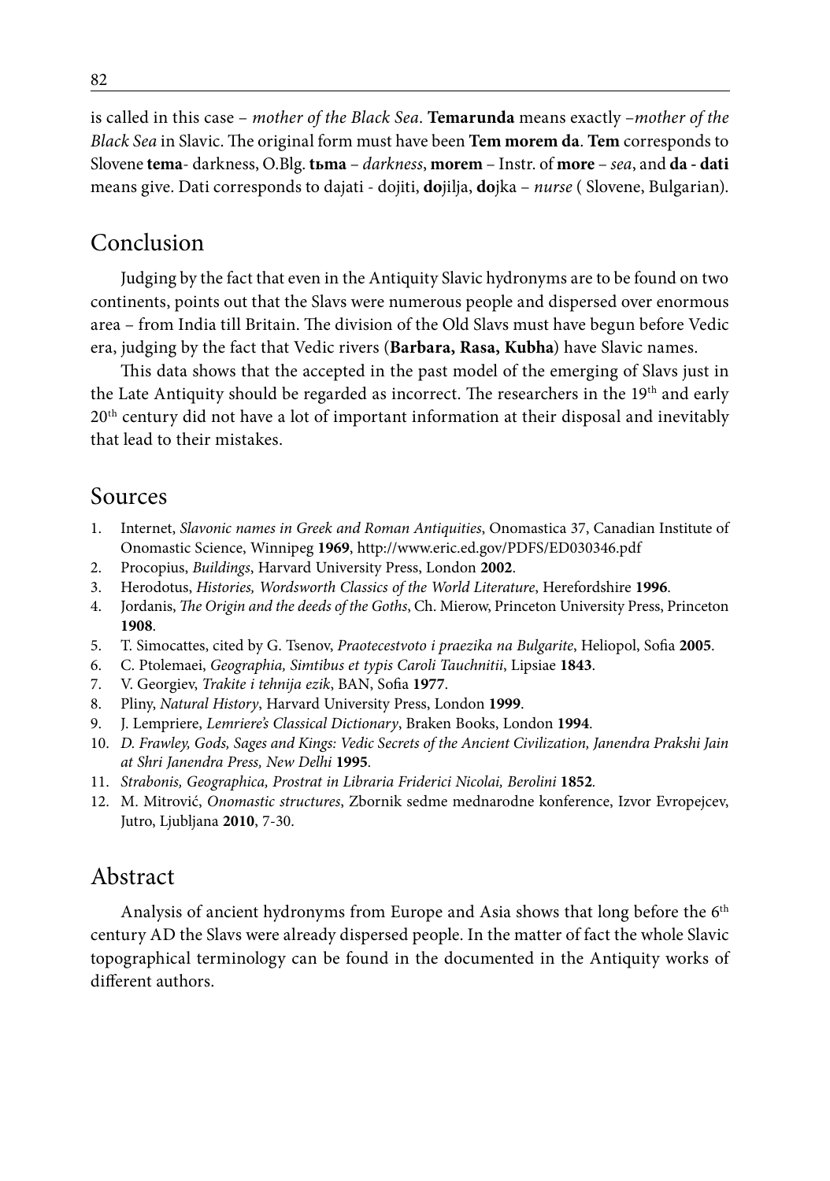is called in this case – *mother of the Black Sea*. **Temarunda** means exactly –*mother of the Black Sea* in Slavic. The original form must have been **Tem morem da**. **Tem** corresponds to Slovene **tema**- darkness, O.Blg. **tьma** – *darkness*, **morem** – Instr. of **more** – *sea*, and **da - dati** means give. Dati corresponds to dajati - dojiti, **do**jilja, **do**jka – *nurse* ( Slovene, Bulgarian).

## Conclusion

Judging by the fact that even in the Antiquity Slavic hydronyms are to be found on two continents, points out that the Slavs were numerous people and dispersed over enormous area – from India till Britain. The division of the Old Slavs must have begun before Vedic era, judging by the fact that Vedic rivers (**Barbara, Rasa, Kubha**) have Slavic names.

This data shows that the accepted in the past model of the emerging of Slavs just in the Late Antiquity should be regarded as incorrect. The researchers in the 19th and early 20th century did not have a lot of important information at their disposal and inevitably that lead to their mistakes.

## Sources

1. Internet, *Slavonic names in Greek and Roman Antiquities*, Onomastica 37, Canadian Institute of Onomastic Science, Winnipeg **1969**, http://www.eric.ed.gov/PDFS/ED030346.pdf
2. Procopius, *Buildings*, Harvard University Press, London **2002**.
3. Herodotus, *Histories, Wordsworth Classics of the World Literature*, Herefordshire **1996**.
4. Jordanis, *The Origin and the deeds of the Goths*, Ch. Mierow, Princeton University Press, Princeton **1908**.
5. T. Simocattes, cited by G. Tsenov, *Praotecestvoto i praezika na Bulgarite*, Heliopol, Sofia **2005**.
6. C. Ptolemaei, *Geographia, Simtibus et typis Caroli Tauchnitii*, Lipsiae **1843**.
7. V. Georgiev, *Trakite i tehnija ezik*, BAN, Sofia **1977**.
8. Pliny, *Natural History*, Harvard University Press, London **1999**.
9. J. Lempriere, *Lemriere's Classical Dictionary*, Braken Books, London **1994**.
10. *D. Frawley, Gods, Sages and Kings: Vedic Secrets of the Ancient Civilization, Janendra Prakshi Jain at Shri Janendra Press, New Delhi* **1995**.
11. *Strabonis, Geographica, Prostrat in Libraria Friderici Nicolai, Berolini* **1852**.
12. M. Mitrović, *Onomastic structures*, Zbornik sedme mednarodne konference, Izvor Evropejcev, Jutro, Ljubljana **2010**, 7-30.

## Abstract

Analysis of ancient hydronyms from Europe and Asia shows that long before the 6th century AD the Slavs were already dispersed people. In the matter of fact the whole Slavic topographical terminology can be found in the documented in the Antiquity works of different authors.